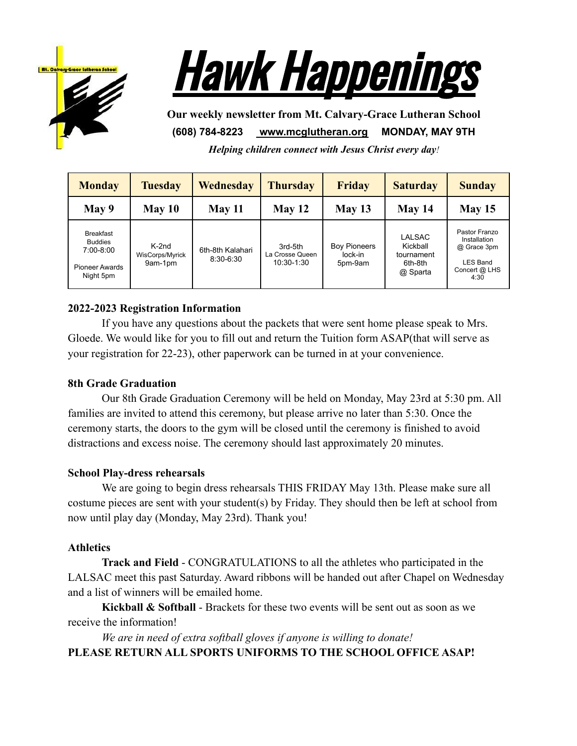# Hawk Happenings

**Our weekly newsletter from Mt. Calvary-Grace Lutheran School**

**(608) 784-8223 www.mcglutheran.org MONDAY, MAY 9TH**

***Helping children connect with Jesus Christ every day!***

| Monday | Tuesday | Wednesday | Thursday | Friday | Saturday | Sunday |
|---|---|---|---|---|---|---|
| **May 9** | **May 10** | **May 11** | **May 12** | **May 13** | **May 14** | **May 15** |
| Breakfast Buddies 7:00-8:00<br><br>Pioneer Awards Night 5pm | K-2nd WisCorps/Myrick 9am-1pm | 6th-8th Kalahari 8:30-6:30 | 3rd-5th La Crosse Queen 10:30-1:30 | Boy Pioneers lock-in 5pm-9am | LALSAC Kickball tournament 6th-8th @ Sparta | Pastor Franzo Installation @ Grace 3pm<br><br>LES Band Concert @ LHS 4:30 |

**2022-2023 Registration Information**

If you have any questions about the packets that were sent home please speak to Mrs. Gloede. We would like for you to fill out and return the Tuition form ASAP(that will serve as your registration for 22-23), other paperwork can be turned in at your convenience.

**8th Grade Graduation**

Our 8th Grade Graduation Ceremony will be held on Monday, May 23rd at 5:30 pm. All families are invited to attend this ceremony, but please arrive no later than 5:30. Once the ceremony starts, the doors to the gym will be closed until the ceremony is finished to avoid distractions and excess noise. The ceremony should last approximately 20 minutes.

**School Play-dress rehearsals**

We are going to begin dress rehearsals THIS FRIDAY May 13th. Please make sure all costume pieces are sent with your student(s) by Friday. They should then be left at school from now until play day (Monday, May 23rd). Thank you!

**Athletics**

**Track and Field** - CONGRATULATIONS to all the athletes who participated in the LALSAC meet this past Saturday. Award ribbons will be handed out after Chapel on Wednesday and a list of winners will be emailed home.

**Kickball & Softball** - Brackets for these two events will be sent out as soon as we receive the information!

*We are in need of extra softball gloves if anyone is willing to donate!*

**PLEASE RETURN ALL SPORTS UNIFORMS TO THE SCHOOL OFFICE ASAP!**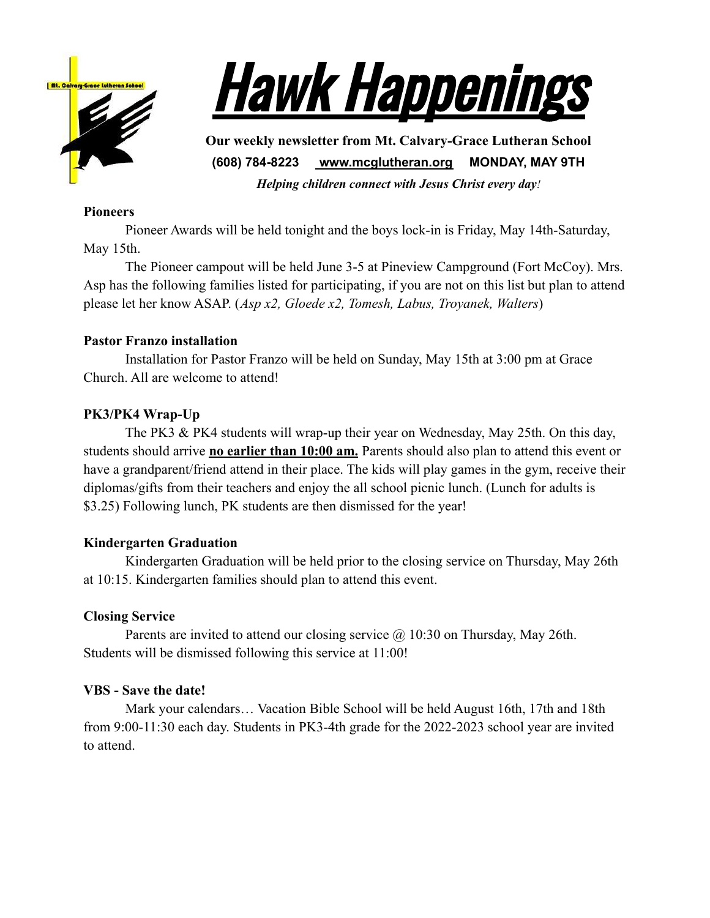# Hawk Happenings

**Our weekly newsletter from Mt. Calvary-Grace Lutheran School**

**(608) 784-8223 [www.mcglutheran.org](http://www.mcglutheran.org) MONDAY, MAY 9TH**

***Helping children connect with Jesus Christ every day!***

**Pioneers**

Pioneer Awards will be held tonight and the boys lock-in is Friday, May 14th-Saturday, May 15th.

The Pioneer campout will be held June 3-5 at Pineview Campground (Fort McCoy). Mrs. Asp has the following families listed for participating, if you are not on this list but plan to attend please let her know ASAP. (*Asp x2, Gloede x2, Tomesh, Labus, Troyanek, Walters*)

**Pastor Franzo installation**

Installation for Pastor Franzo will be held on Sunday, May 15th at 3:00 pm at Grace Church. All are welcome to attend!

**PK3/PK4 Wrap-Up**

The PK3 & PK4 students will wrap-up their year on Wednesday, May 25th. On this day, students should arrive **no earlier than 10:00 am.** Parents should also plan to attend this event or have a grandparent/friend attend in their place. The kids will play games in the gym, receive their diplomas/gifts from their teachers and enjoy the all school picnic lunch. (Lunch for adults is $3.25) Following lunch, PK students are then dismissed for the year!

**Kindergarten Graduation**

Kindergarten Graduation will be held prior to the closing service on Thursday, May 26th at 10:15. Kindergarten families should plan to attend this event.

**Closing Service**

Parents are invited to attend our closing service @ 10:30 on Thursday, May 26th. Students will be dismissed following this service at 11:00!

**VBS - Save the date!**

Mark your calendars… Vacation Bible School will be held August 16th, 17th and 18th from 9:00-11:30 each day. Students in PK3-4th grade for the 2022-2023 school year are invited to attend.